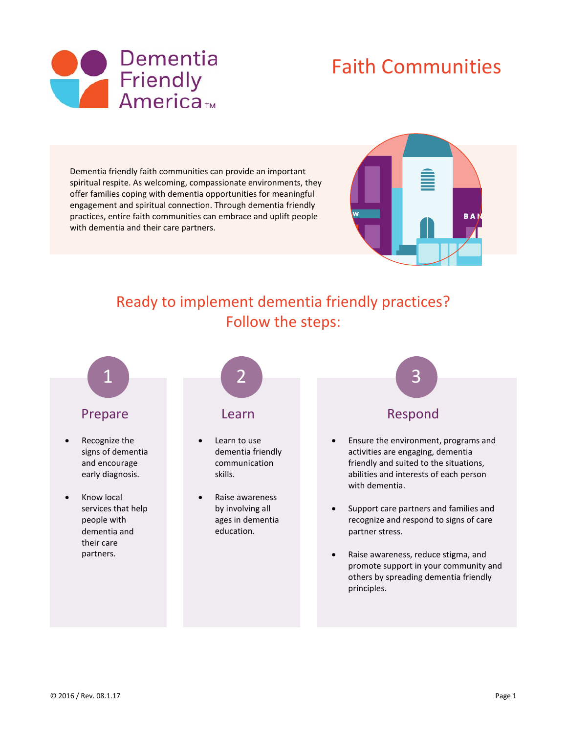Dementia Friendly America™

# Faith Communities

Dementia friendly faith communities can provide an important spiritual respite. As welcoming, compassionate environments, they offer families coping with dementia opportunities for meaningful engagement and spiritual connection. Through dementia friendly practices, entire faith communities can embrace and uplift people with dementia and their care partners.

## Ready to implement dementia friendly practices? Follow the steps:

### 1 Prepare

- Recognize the signs of dementia and encourage early diagnosis.
- Know local services that help people with dementia and their care partners.

### 2 Learn

- Learn to use dementia friendly communication skills.
- Raise awareness by involving all ages in dementia education.

### 3 Respond

- Ensure the environment, programs and activities are engaging, dementia friendly and suited to the situations, abilities and interests of each person with dementia.
- Support care partners and families and recognize and respond to signs of care partner stress.
- Raise awareness, reduce stigma, and promote support in your community and others by spreading dementia friendly principles.

© 2016 / Rev. 08.1.17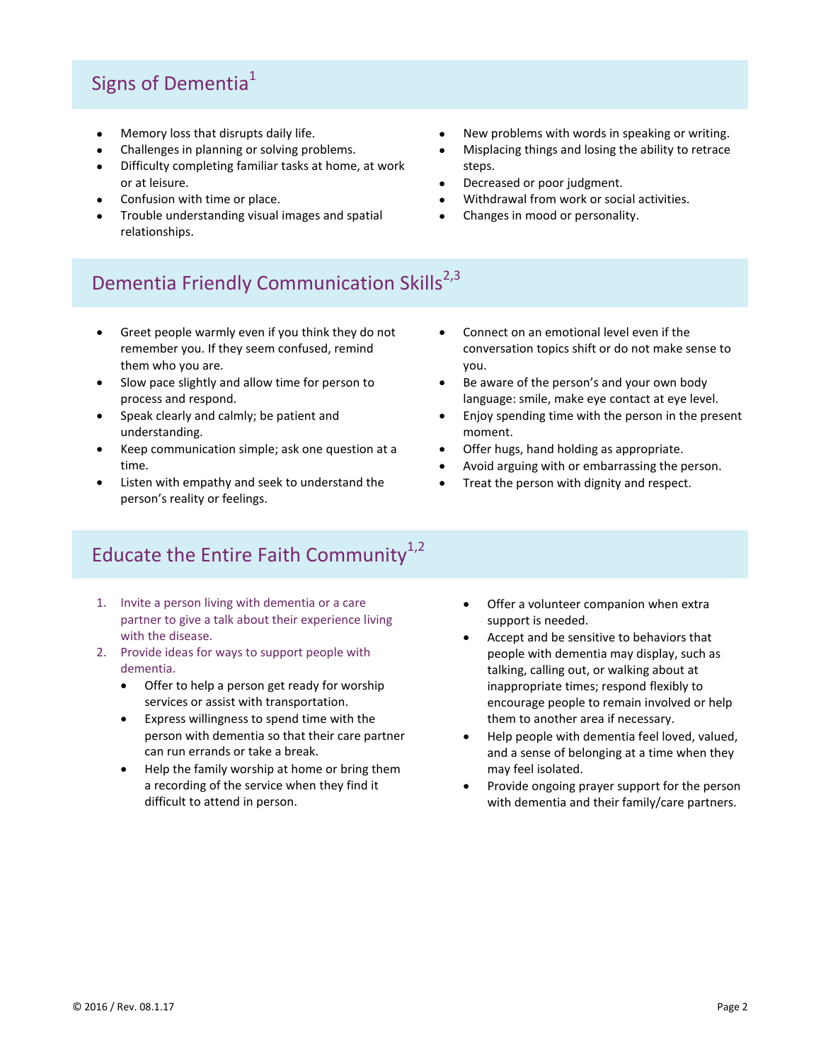## Signs of Dementia[1]

- Memory loss that disrupts daily life.
- Challenges in planning or solving problems.
- Difficulty completing familiar tasks at home, at work or at leisure.
- Confusion with time or place.
- Trouble understanding visual images and spatial relationships.
- New problems with words in speaking or writing.
- Misplacing things and losing the ability to retrace steps.
- Decreased or poor judgment.
- Withdrawal from work or social activities.
- Changes in mood or personality.

## Dementia Friendly Communication Skills[2,3]

- Greet people warmly even if you think they do not remember you. If they seem confused, remind them who you are.
- Slow pace slightly and allow time for person to process and respond.
- Speak clearly and calmly; be patient and understanding.
- Keep communication simple; ask one question at a time.
- Listen with empathy and seek to understand the person's reality or feelings.
- Connect on an emotional level even if the conversation topics shift or do not make sense to you.
- Be aware of the person's and your own body language: smile, make eye contact at eye level.
- Enjoy spending time with the person in the present moment.
- Offer hugs, hand holding as appropriate.
- Avoid arguing with or embarrassing the person.
- Treat the person with dignity and respect.

## Educate the Entire Faith Community[1,2]

1. Invite a person living with dementia or a care partner to give a talk about their experience living with the disease.
2. Provide ideas for ways to support people with dementia.
   - Offer to help a person get ready for worship services or assist with transportation.
   - Express willingness to spend time with the person with dementia so that their care partner can run errands or take a break.
   - Help the family worship at home or bring them a recording of the service when they find it difficult to attend in person.
   - Offer a volunteer companion when extra support is needed.
   - Accept and be sensitive to behaviors that people with dementia may display, such as talking, calling out, or walking about at inappropriate times; respond flexibly to encourage people to remain involved or help them to another area if necessary.
   - Help people with dementia feel loved, valued, and a sense of belonging at a time when they may feel isolated.
   - Provide ongoing prayer support for the person with dementia and their family/care partners.

© 2016 / Rev. 08.1.17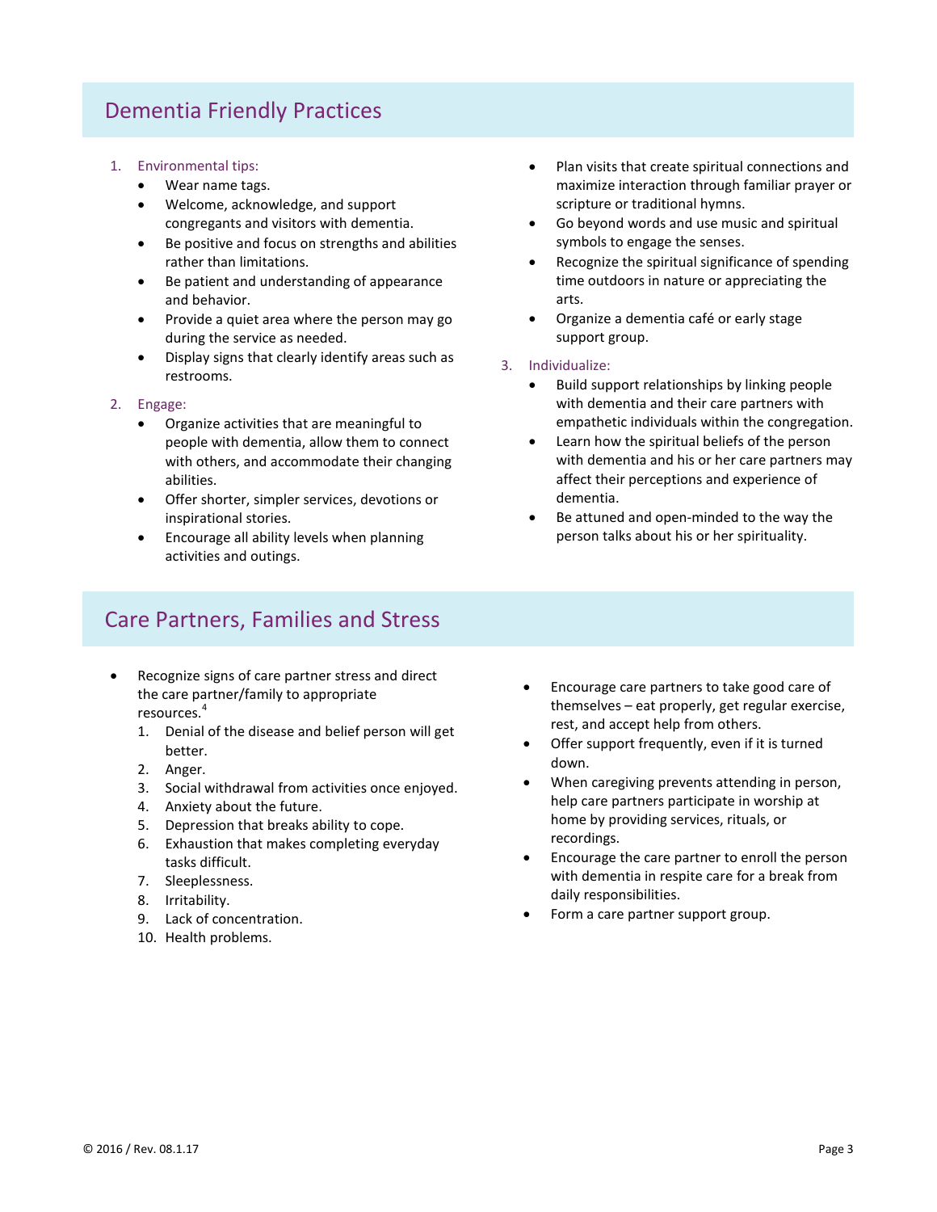## Dementia Friendly Practices

1. Environmental tips:
   - Wear name tags.
   - Welcome, acknowledge, and support congregants and visitors with dementia.
   - Be positive and focus on strengths and abilities rather than limitations.
   - Be patient and understanding of appearance and behavior.
   - Provide a quiet area where the person may go during the service as needed.
   - Display signs that clearly identify areas such as restrooms.
2. Engage:
   - Organize activities that are meaningful to people with dementia, allow them to connect with others, and accommodate their changing abilities.
   - Offer shorter, simpler services, devotions or inspirational stories.
   - Encourage all ability levels when planning activities and outings.
   - Plan visits that create spiritual connections and maximize interaction through familiar prayer or scripture or traditional hymns.
   - Go beyond words and use music and spiritual symbols to engage the senses.
   - Recognize the spiritual significance of spending time outdoors in nature or appreciating the arts.
   - Organize a dementia café or early stage support group.
3. Individualize:
   - Build support relationships by linking people with dementia and their care partners with empathetic individuals within the congregation.
   - Learn how the spiritual beliefs of the person with dementia and his or her care partners may affect their perceptions and experience of dementia.
   - Be attuned and open-minded to the way the person talks about his or her spirituality.

## Care Partners, Families and Stress

- Recognize signs of care partner stress and direct the care partner/family to appropriate resources.[4]
  1. Denial of the disease and belief person will get better.
  2. Anger.
  3. Social withdrawal from activities once enjoyed.
  4. Anxiety about the future.
  5. Depression that breaks ability to cope.
  6. Exhaustion that makes completing everyday tasks difficult.
  7. Sleeplessness.
  8. Irritability.
  9. Lack of concentration.
  10. Health problems.
- Encourage care partners to take good care of themselves – eat properly, get regular exercise, rest, and accept help from others.
- Offer support frequently, even if it is turned down.
- When caregiving prevents attending in person, help care partners participate in worship at home by providing services, rituals, or recordings.
- Encourage the care partner to enroll the person with dementia in respite care for a break from daily responsibilities.
- Form a care partner support group.

© 2016 / Rev. 08.1.17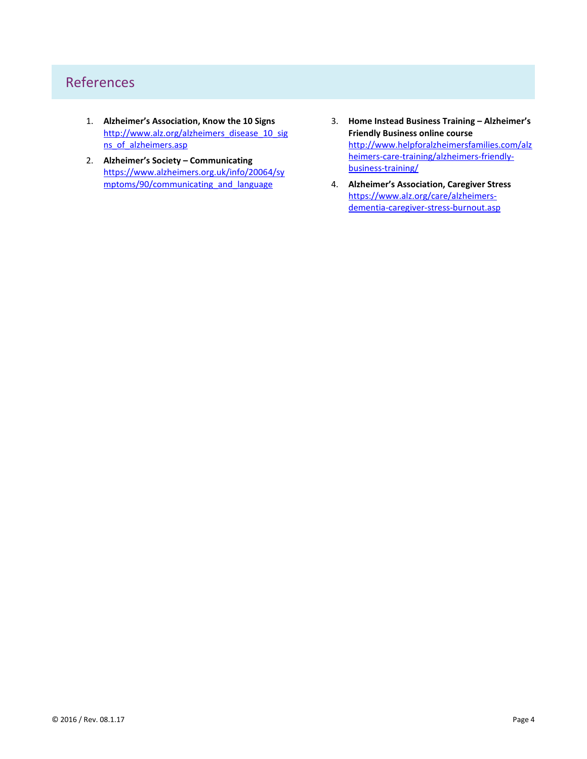## References

1. **Alzheimer's Association, Know the 10 Signs**
   http://www.alz.org/alzheimers_disease_10_signs_of_alzheimers.asp
2. **Alzheimer's Society – Communicating**
   https://www.alzheimers.org.uk/info/20064/symptoms/90/communicating_and_language
3. **Home Instead Business Training – Alzheimer's Friendly Business online course**
   http://www.helpforalzheimersfamilies.com/alzheimers-care-training/alzheimers-friendly-business-training/
4. **Alzheimer's Association, Caregiver Stress**
   https://www.alz.org/care/alzheimers-dementia-caregiver-stress-burnout.asp

© 2016 / Rev. 08.1.17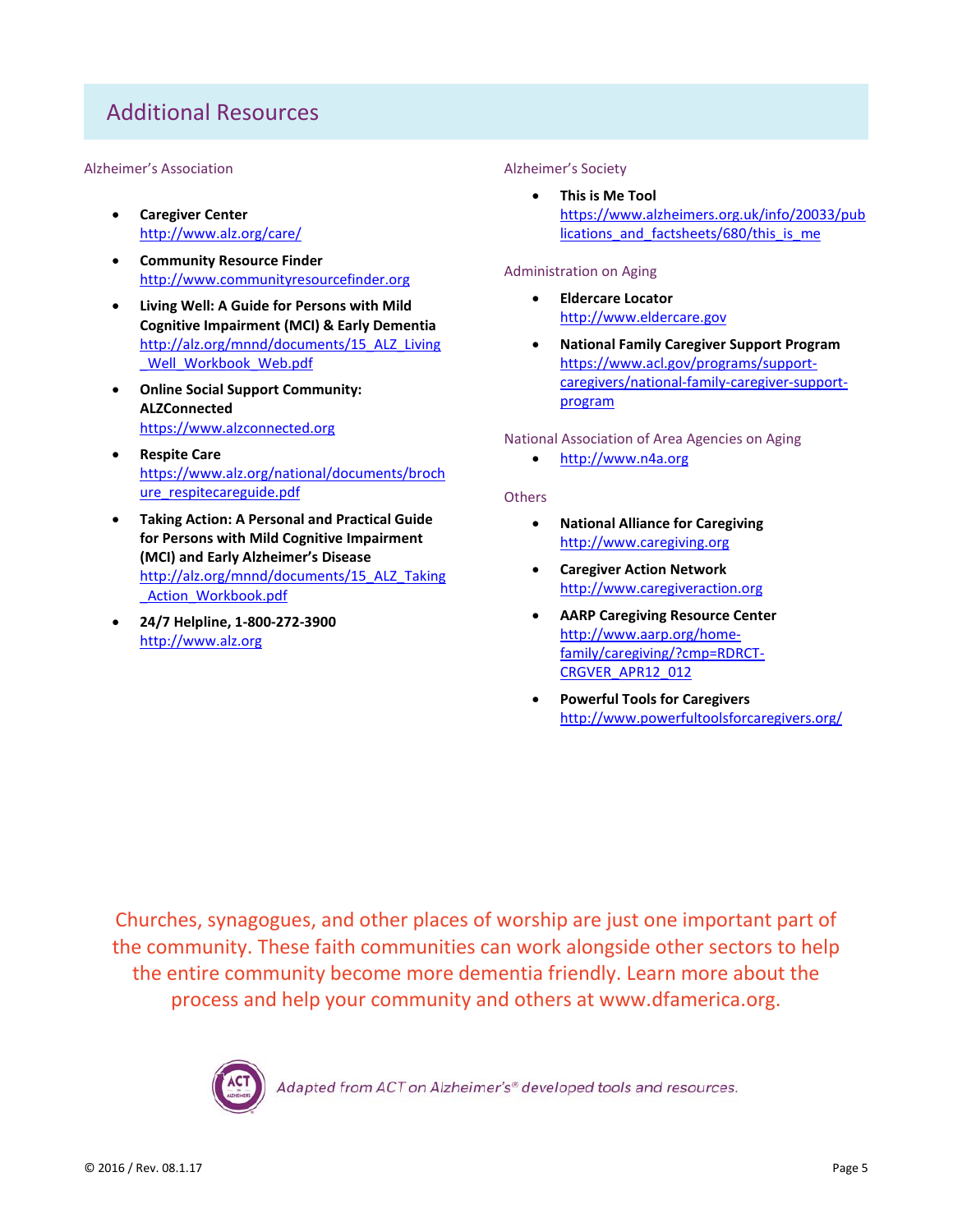# Additional Resources

## Alzheimer's Association

- **Caregiver Center**
  http://www.alz.org/care/
- **Community Resource Finder**
  http://www.communityresourcefinder.org
- **Living Well: A Guide for Persons with Mild Cognitive Impairment (MCI) & Early Dementia**
  http://alz.org/mnnd/documents/15_ALZ_Living_Well_Workbook_Web.pdf
- **Online Social Support Community: ALZConnected**
  https://www.alzconnected.org
- **Respite Care**
  https://www.alz.org/national/documents/brochure_respitecareguide.pdf
- **Taking Action: A Personal and Practical Guide for Persons with Mild Cognitive Impairment (MCI) and Early Alzheimer's Disease**
  http://alz.org/mnnd/documents/15_ALZ_Taking_Action_Workbook.pdf
- **24/7 Helpline, 1-800-272-3900**
  http://www.alz.org

## Alzheimer's Society

- **This is Me Tool**
  https://www.alzheimers.org.uk/info/20033/publications_and_factsheets/680/this_is_me

## Administration on Aging

- **Eldercare Locator**
  http://www.eldercare.gov
- **National Family Caregiver Support Program**
  https://www.acl.gov/programs/support-caregivers/national-family-caregiver-support-program

## National Association of Area Agencies on Aging

- http://www.n4a.org

## Others

- **National Alliance for Caregiving**
  http://www.caregiving.org
- **Caregiver Action Network**
  http://www.caregiveraction.org
- **AARP Caregiving Resource Center**
  http://www.aarp.org/home-family/caregiving/?cmp=RDRCT-CRGVER_APR12_012
- **Powerful Tools for Caregivers**
  http://www.powerfultoolsforcaregivers.org/

Churches, synagogues, and other places of worship are just one important part of the community. These faith communities can work alongside other sectors to help the entire community become more dementia friendly. Learn more about the process and help your community and others at www.dfamerica.org.

*Adapted from ACT on Alzheimer's® developed tools and resources.*

© 2016 / Rev. 08.1.17